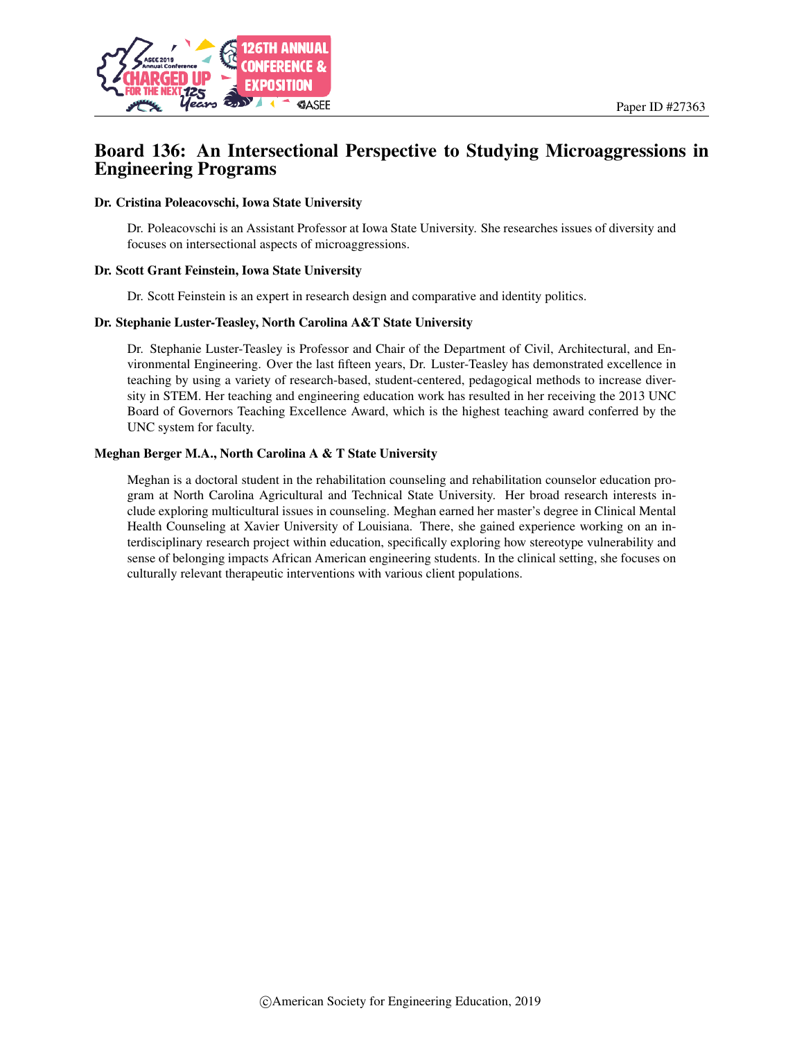Paper ID #27363

# Board 136: An Intersectional Perspective to Studying Microaggressions in Engineering Programs

**Dr. Cristina Poleacovschi, Iowa State University**

Dr. Poleacovschi is an Assistant Professor at Iowa State University. She researches issues of diversity and focuses on intersectional aspects of microaggressions.

**Dr. Scott Grant Feinstein, Iowa State University**

Dr. Scott Feinstein is an expert in research design and comparative and identity politics.

**Dr. Stephanie Luster-Teasley, North Carolina A&T State University**

Dr. Stephanie Luster-Teasley is Professor and Chair of the Department of Civil, Architectural, and Environmental Engineering. Over the last fifteen years, Dr. Luster-Teasley has demonstrated excellence in teaching by using a variety of research-based, student-centered, pedagogical methods to increase diversity in STEM. Her teaching and engineering education work has resulted in her receiving the 2013 UNC Board of Governors Teaching Excellence Award, which is the highest teaching award conferred by the UNC system for faculty.

**Meghan Berger M.A., North Carolina A & T State University**

Meghan is a doctoral student in the rehabilitation counseling and rehabilitation counselor education program at North Carolina Agricultural and Technical State University. Her broad research interests include exploring multicultural issues in counseling. Meghan earned her master's degree in Clinical Mental Health Counseling at Xavier University of Louisiana. There, she gained experience working on an interdisciplinary research project within education, specifically exploring how stereotype vulnerability and sense of belonging impacts African American engineering students. In the clinical setting, she focuses on culturally relevant therapeutic interventions with various client populations.

©American Society for Engineering Education, 2019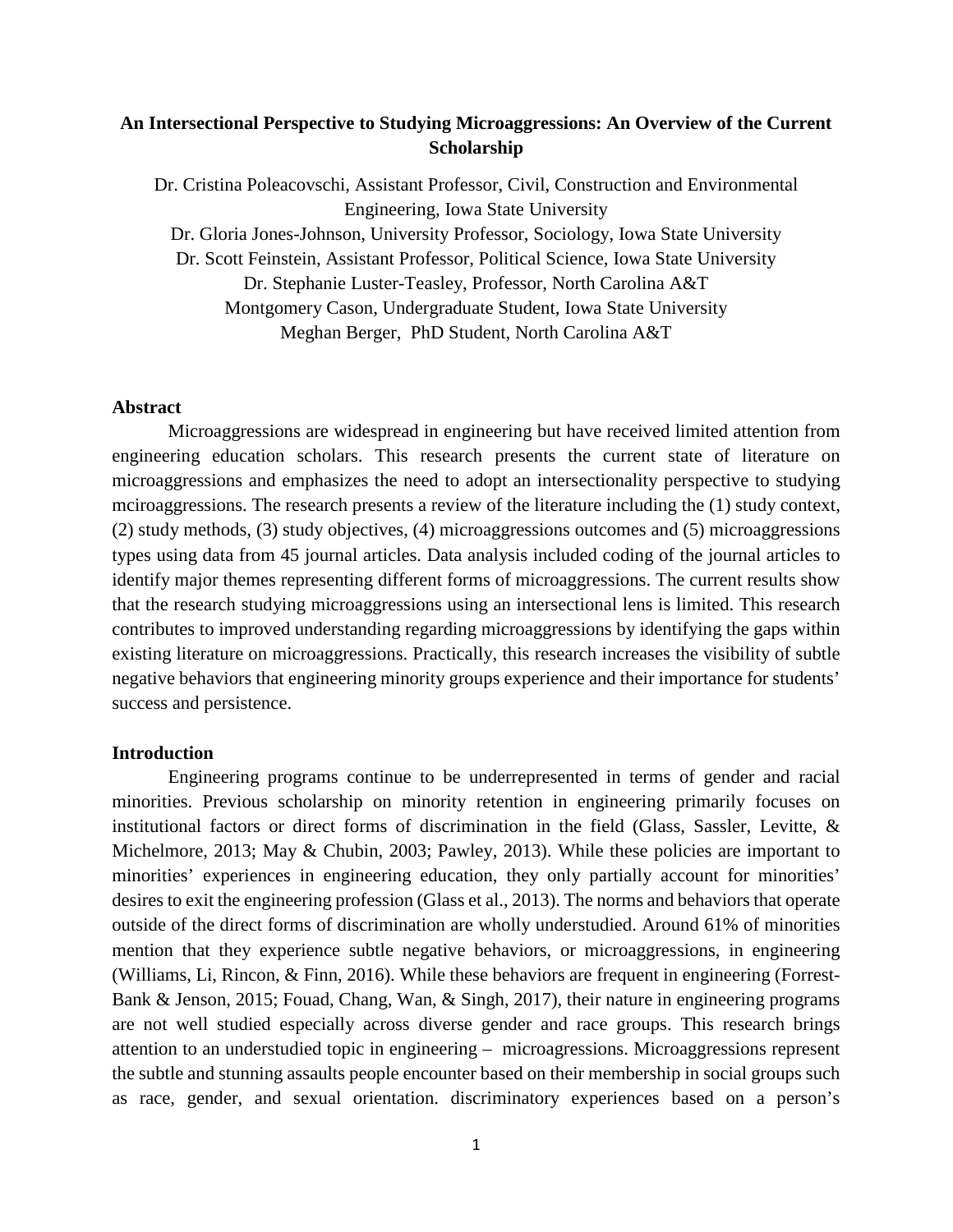**An Intersectional Perspective to Studying Microaggressions: An Overview of the Current Scholarship**

Dr. Cristina Poleacovschi, Assistant Professor, Civil, Construction and Environmental Engineering, Iowa State University

Dr. Gloria Jones-Johnson, University Professor, Sociology, Iowa State University

Dr. Scott Feinstein, Assistant Professor, Political Science, Iowa State University

Dr. Stephanie Luster-Teasley, Professor, North Carolina A&T

Montgomery Cason, Undergraduate Student, Iowa State University

Meghan Berger, PhD Student, North Carolina A&T

## Abstract

Microaggressions are widespread in engineering but have received limited attention from engineering education scholars. This research presents the current state of literature on microaggressions and emphasizes the need to adopt an intersectionality perspective to studying mciroaggressions. The research presents a review of the literature including the (1) study context, (2) study methods, (3) study objectives, (4) microaggressions outcomes and (5) microaggressions types using data from 45 journal articles. Data analysis included coding of the journal articles to identify major themes representing different forms of microaggressions. The current results show that the research studying microaggressions using an intersectional lens is limited. This research contributes to improved understanding regarding microaggressions by identifying the gaps within existing literature on microaggressions. Practically, this research increases the visibility of subtle negative behaviors that engineering minority groups experience and their importance for students' success and persistence.

## Introduction

Engineering programs continue to be underrepresented in terms of gender and racial minorities. Previous scholarship on minority retention in engineering primarily focuses on institutional factors or direct forms of discrimination in the field (Glass, Sassler, Levitte, & Michelmore, 2013; May & Chubin, 2003; Pawley, 2013). While these policies are important to minorities' experiences in engineering education, they only partially account for minorities' desires to exit the engineering profession (Glass et al., 2013). The norms and behaviors that operate outside of the direct forms of discrimination are wholly understudied. Around 61% of minorities mention that they experience subtle negative behaviors, or microaggressions, in engineering (Williams, Li, Rincon, & Finn, 2016). While these behaviors are frequent in engineering (Forrest-Bank & Jenson, 2015; Fouad, Chang, Wan, & Singh, 2017), their nature in engineering programs are not well studied especially across diverse gender and race groups. This research brings attention to an understudied topic in engineering – microagressions. Microaggressions represent the subtle and stunning assaults people encounter based on their membership in social groups such as race, gender, and sexual orientation. discriminatory experiences based on a person's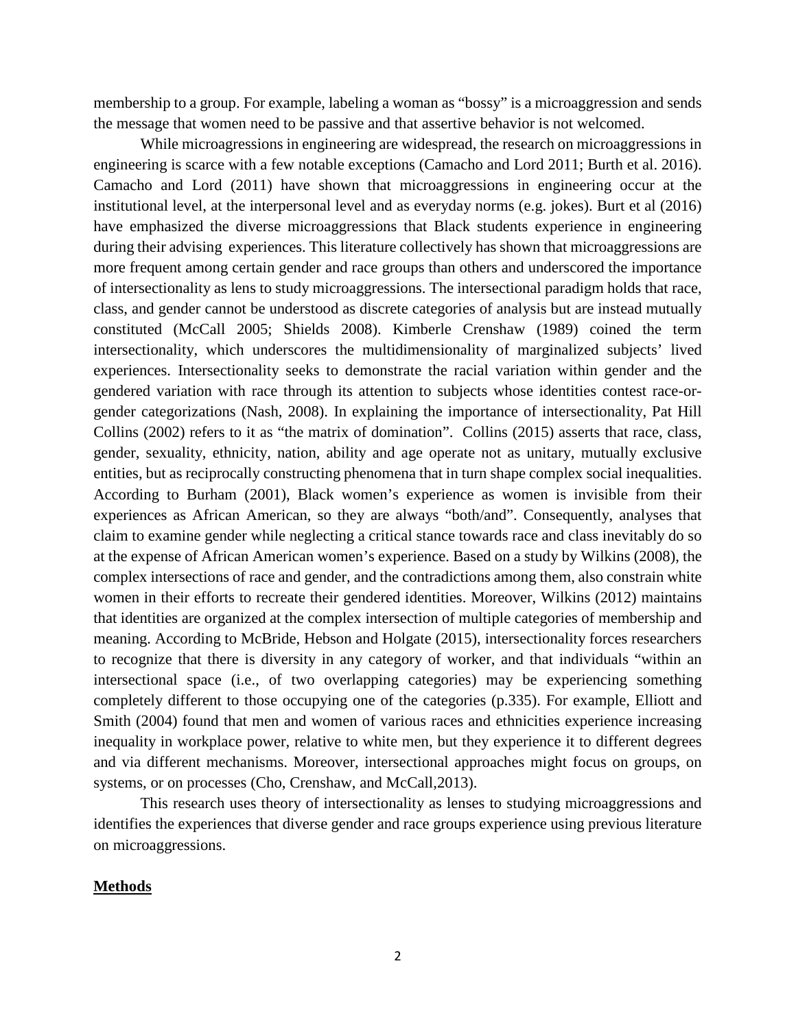membership to a group. For example, labeling a woman as "bossy" is a microaggression and sends the message that women need to be passive and that assertive behavior is not welcomed.

While microagressions in engineering are widespread, the research on microaggressions in engineering is scarce with a few notable exceptions (Camacho and Lord 2011; Burth et al. 2016). Camacho and Lord (2011) have shown that microaggressions in engineering occur at the institutional level, at the interpersonal level and as everyday norms (e.g. jokes). Burt et al (2016) have emphasized the diverse microaggressions that Black students experience in engineering during their advising experiences. This literature collectively has shown that microaggressions are more frequent among certain gender and race groups than others and underscored the importance of intersectionality as lens to study microaggressions. The intersectional paradigm holds that race, class, and gender cannot be understood as discrete categories of analysis but are instead mutually constituted (McCall 2005; Shields 2008). Kimberle Crenshaw (1989) coined the term intersectionality, which underscores the multidimensionality of marginalized subjects' lived experiences. Intersectionality seeks to demonstrate the racial variation within gender and the gendered variation with race through its attention to subjects whose identities contest race-or-gender categorizations (Nash, 2008). In explaining the importance of intersectionality, Pat Hill Collins (2002) refers to it as "the matrix of domination". Collins (2015) asserts that race, class, gender, sexuality, ethnicity, nation, ability and age operate not as unitary, mutually exclusive entities, but as reciprocally constructing phenomena that in turn shape complex social inequalities. According to Burham (2001), Black women's experience as women is invisible from their experiences as African American, so they are always "both/and". Consequently, analyses that claim to examine gender while neglecting a critical stance towards race and class inevitably do so at the expense of African American women's experience. Based on a study by Wilkins (2008), the complex intersections of race and gender, and the contradictions among them, also constrain white women in their efforts to recreate their gendered identities. Moreover, Wilkins (2012) maintains that identities are organized at the complex intersection of multiple categories of membership and meaning. According to McBride, Hebson and Holgate (2015), intersectionality forces researchers to recognize that there is diversity in any category of worker, and that individuals "within an intersectional space (i.e., of two overlapping categories) may be experiencing something completely different to those occupying one of the categories (p.335). For example, Elliott and Smith (2004) found that men and women of various races and ethnicities experience increasing inequality in workplace power, relative to white men, but they experience it to different degrees and via different mechanisms. Moreover, intersectional approaches might focus on groups, on systems, or on processes (Cho, Crenshaw, and McCall,2013).

This research uses theory of intersectionality as lenses to studying microaggressions and identifies the experiences that diverse gender and race groups experience using previous literature on microaggressions.

## **Methods**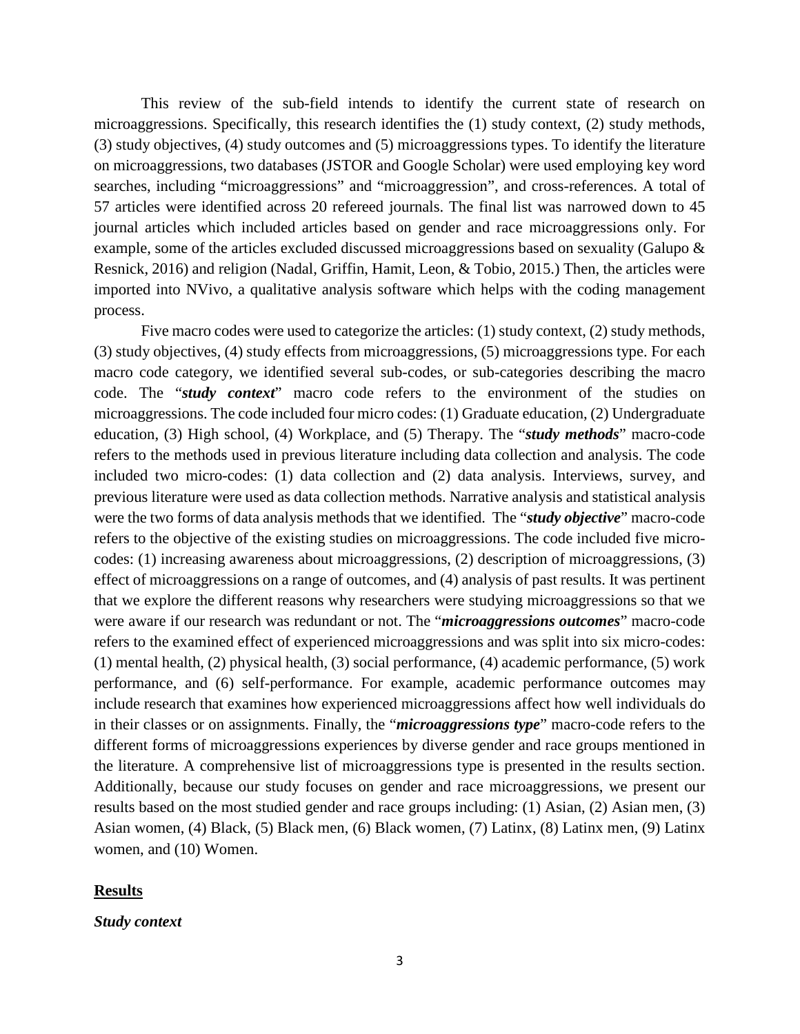This review of the sub-field intends to identify the current state of research on microaggressions. Specifically, this research identifies the (1) study context, (2) study methods, (3) study objectives, (4) study outcomes and (5) microaggressions types. To identify the literature on microaggressions, two databases (JSTOR and Google Scholar) were used employing key word searches, including "microaggressions" and "microaggression", and cross-references. A total of 57 articles were identified across 20 refereed journals. The final list was narrowed down to 45 journal articles which included articles based on gender and race microaggressions only. For example, some of the articles excluded discussed microaggressions based on sexuality (Galupo & Resnick, 2016) and religion (Nadal, Griffin, Hamit, Leon, & Tobio, 2015.) Then, the articles were imported into NVivo, a qualitative analysis software which helps with the coding management process.

Five macro codes were used to categorize the articles: (1) study context, (2) study methods, (3) study objectives, (4) study effects from microaggressions, (5) microaggressions type. For each macro code category, we identified several sub-codes, or sub-categories describing the macro code. The "***study context***" macro code refers to the environment of the studies on microaggressions. The code included four micro codes: (1) Graduate education, (2) Undergraduate education, (3) High school, (4) Workplace, and (5) Therapy. The "***study methods***" macro-code refers to the methods used in previous literature including data collection and analysis. The code included two micro-codes: (1) data collection and (2) data analysis. Interviews, survey, and previous literature were used as data collection methods. Narrative analysis and statistical analysis were the two forms of data analysis methods that we identified. The "***study objective***" macro-code refers to the objective of the existing studies on microaggressions. The code included five micro-codes: (1) increasing awareness about microaggressions, (2) description of microaggressions, (3) effect of microaggressions on a range of outcomes, and (4) analysis of past results. It was pertinent that we explore the different reasons why researchers were studying microaggressions so that we were aware if our research was redundant or not. The "***microaggressions outcomes***" macro-code refers to the examined effect of experienced microaggressions and was split into six micro-codes: (1) mental health, (2) physical health, (3) social performance, (4) academic performance, (5) work performance, and (6) self-performance. For example, academic performance outcomes may include research that examines how experienced microaggressions affect how well individuals do in their classes or on assignments. Finally, the "***microaggressions type***" macro-code refers to the different forms of microaggressions experiences by diverse gender and race groups mentioned in the literature. A comprehensive list of microaggressions type is presented in the results section. Additionally, because our study focuses on gender and race microaggressions, we present our results based on the most studied gender and race groups including: (1) Asian, (2) Asian men, (3) Asian women, (4) Black, (5) Black men, (6) Black women, (7) Latinx, (8) Latinx men, (9) Latinx women, and (10) Women.

## Results

### *Study context*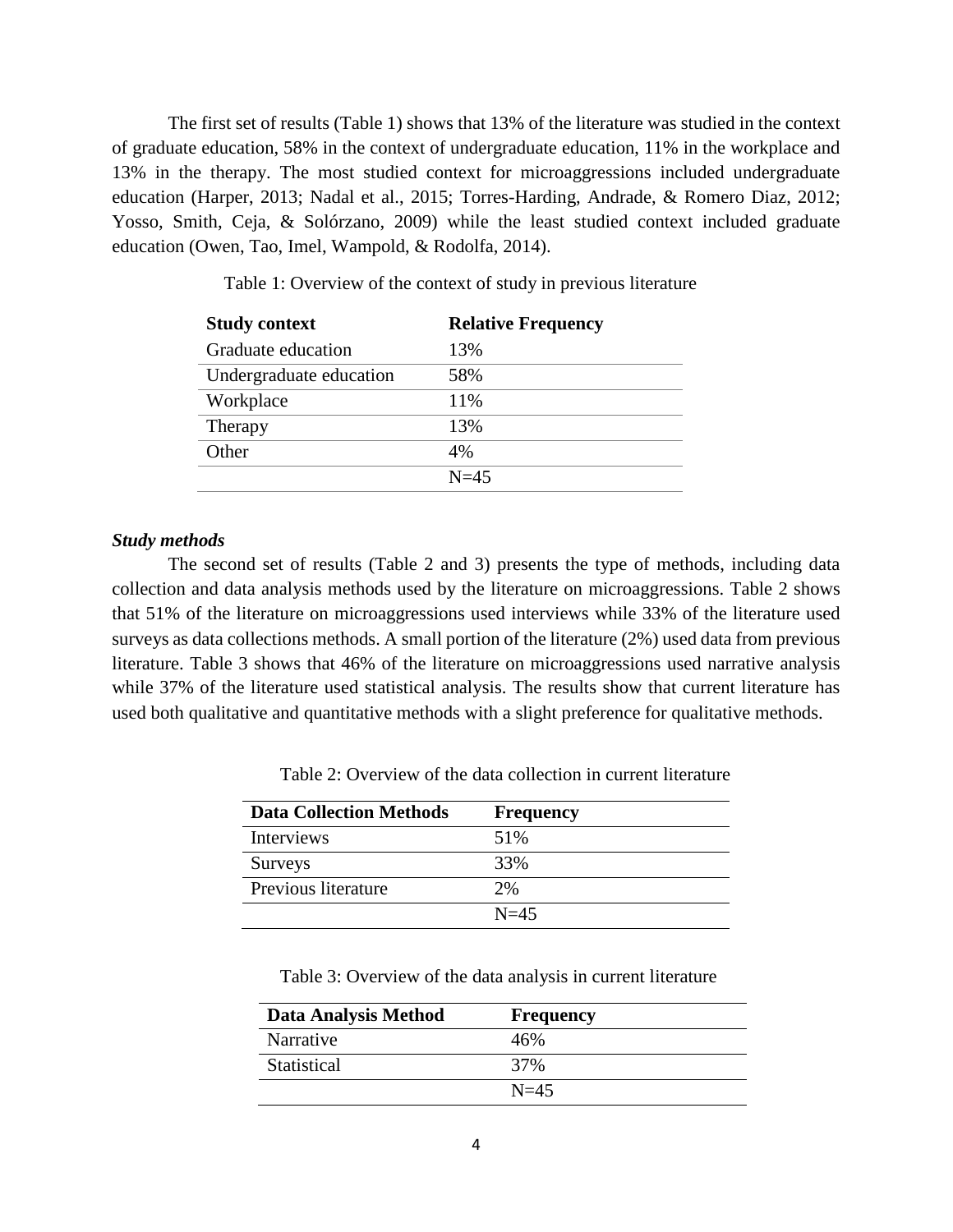The first set of results (Table 1) shows that 13% of the literature was studied in the context of graduate education, 58% in the context of undergraduate education, 11% in the workplace and 13% in the therapy. The most studied context for microaggressions included undergraduate education (Harper, 2013; Nadal et al., 2015; Torres-Harding, Andrade, & Romero Diaz, 2012; Yosso, Smith, Ceja, & Solórzano, 2009) while the least studied context included graduate education (Owen, Tao, Imel, Wampold, & Rodolfa, 2014).

Table 1: Overview of the context of study in previous literature

| Study context | Relative Frequency |
|---|---|
| Graduate education | 13% |
| Undergraduate education | 58% |
| Workplace | 11% |
| Therapy | 13% |
| Other | 4% |
| | N=45 |

***Study methods***

The second set of results (Table 2 and 3) presents the type of methods, including data collection and data analysis methods used by the literature on microaggressions. Table 2 shows that 51% of the literature on microaggressions used interviews while 33% of the literature used surveys as data collections methods. A small portion of the literature (2%) used data from previous literature. Table 3 shows that 46% of the literature on microaggressions used narrative analysis while 37% of the literature used statistical analysis. The results show that current literature has used both qualitative and quantitative methods with a slight preference for qualitative methods.

Table 2: Overview of the data collection in current literature

| Data Collection Methods | Frequency |
|---|---|
| Interviews | 51% |
| Surveys | 33% |
| Previous literature | 2% |
| | N=45 |

Table 3: Overview of the data analysis in current literature

| Data Analysis Method | Frequency |
|---|---|
| Narrative | 46% |
| Statistical | 37% |
| | N=45 |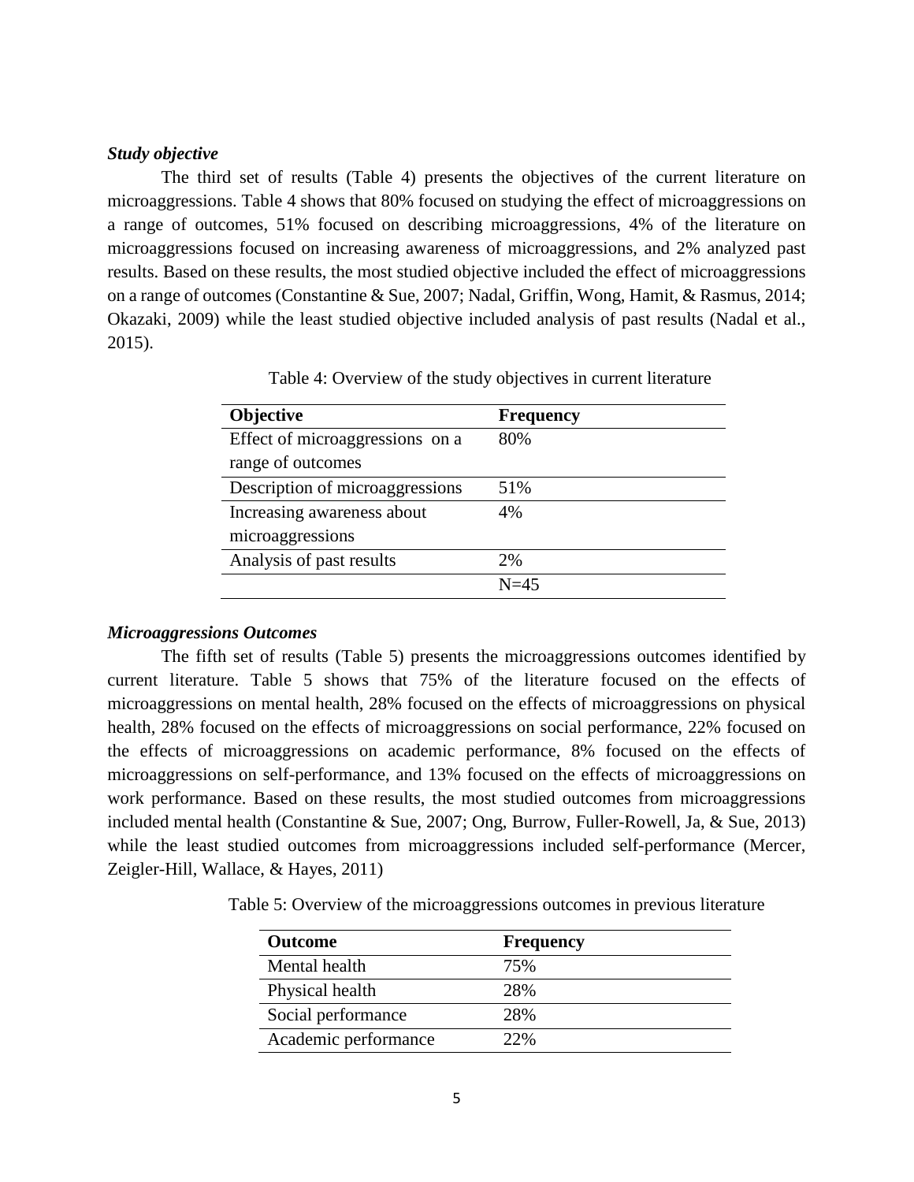### *Study objective*

The third set of results (Table 4) presents the objectives of the current literature on microaggressions. Table 4 shows that 80% focused on studying the effect of microaggressions on a range of outcomes, 51% focused on describing microaggressions, 4% of the literature on microaggressions focused on increasing awareness of microaggressions, and 2% analyzed past results. Based on these results, the most studied objective included the effect of microaggressions on a range of outcomes (Constantine & Sue, 2007; Nadal, Griffin, Wong, Hamit, & Rasmus, 2014; Okazaki, 2009) while the least studied objective included analysis of past results (Nadal et al., 2015).

Table 4: Overview of the study objectives in current literature

| Objective | Frequency |
|---|---|
| Effect of microaggressions on a range of outcomes | 80% |
| Description of microaggressions | 51% |
| Increasing awareness about microaggressions | 4% |
| Analysis of past results | 2% |
| | N=45 |

### *Microaggressions Outcomes*

The fifth set of results (Table 5) presents the microaggressions outcomes identified by current literature. Table 5 shows that 75% of the literature focused on the effects of microaggressions on mental health, 28% focused on the effects of microaggressions on physical health, 28% focused on the effects of microaggressions on social performance, 22% focused on the effects of microaggressions on academic performance, 8% focused on the effects of microaggressions on self-performance, and 13% focused on the effects of microaggressions on work performance. Based on these results, the most studied outcomes from microaggressions included mental health (Constantine & Sue, 2007; Ong, Burrow, Fuller-Rowell, Ja, & Sue, 2013) while the least studied outcomes from microaggressions included self-performance (Mercer, Zeigler-Hill, Wallace, & Hayes, 2011)

Table 5: Overview of the microaggressions outcomes in previous literature

| Outcome | Frequency |
|---|---|
| Mental health | 75% |
| Physical health | 28% |
| Social performance | 28% |
| Academic performance | 22% |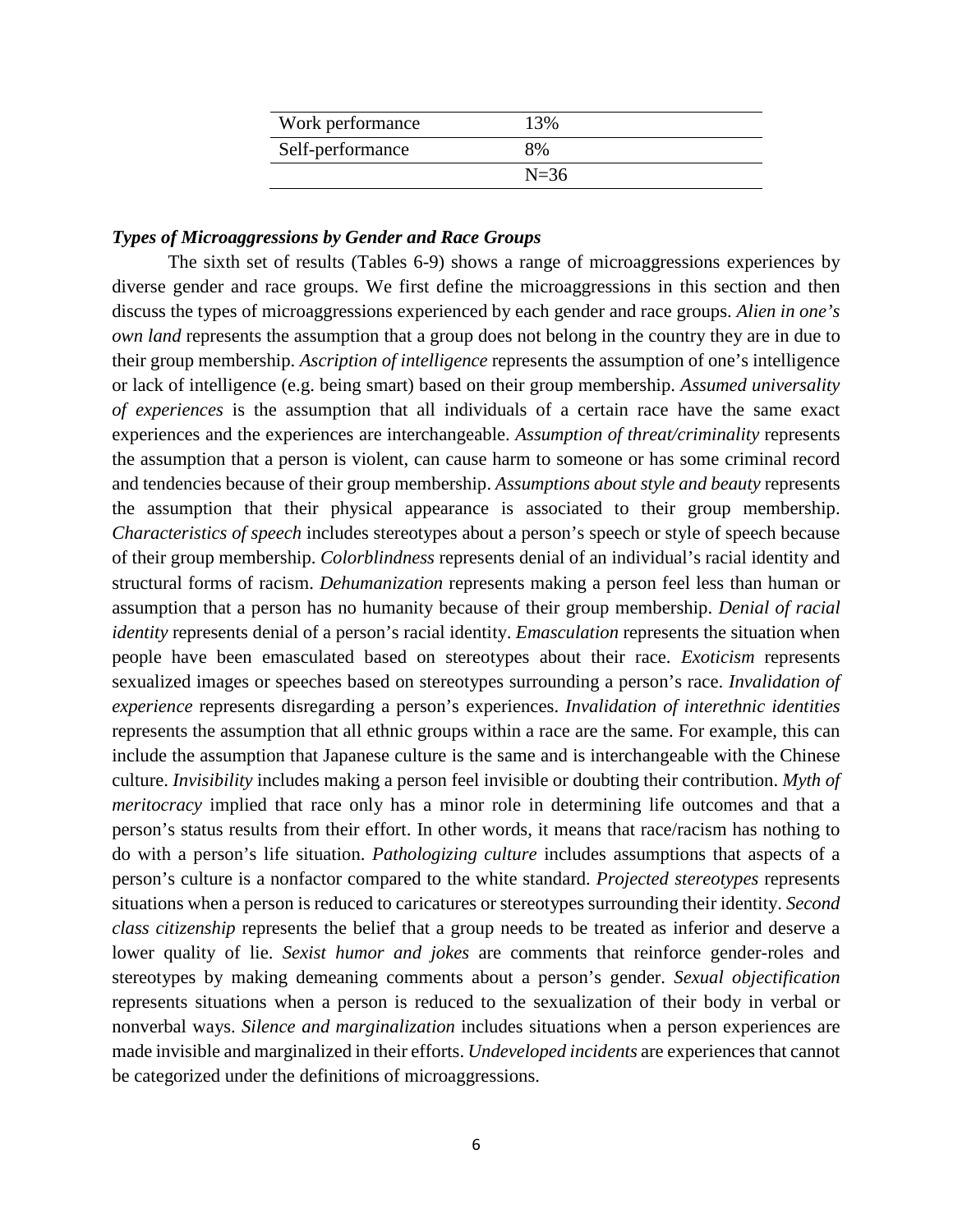| | |
|---|---|
| Work performance | 13% |
| Self-performance | 8% |
| | N=36 |

***Types of Microaggressions by Gender and Race Groups***

The sixth set of results (Tables 6-9) shows a range of microaggressions experiences by diverse gender and race groups. We first define the microaggressions in this section and then discuss the types of microaggressions experienced by each gender and race groups. *Alien in one's own land* represents the assumption that a group does not belong in the country they are in due to their group membership. *Ascription of intelligence* represents the assumption of one's intelligence or lack of intelligence (e.g. being smart) based on their group membership. *Assumed universality of experiences* is the assumption that all individuals of a certain race have the same exact experiences and the experiences are interchangeable. *Assumption of threat/criminality* represents the assumption that a person is violent, can cause harm to someone or has some criminal record and tendencies because of their group membership. *Assumptions about style and beauty* represents the assumption that their physical appearance is associated to their group membership. *Characteristics of speech* includes stereotypes about a person's speech or style of speech because of their group membership. *Colorblindness* represents denial of an individual's racial identity and structural forms of racism. *Dehumanization* represents making a person feel less than human or assumption that a person has no humanity because of their group membership. *Denial of racial identity* represents denial of a person's racial identity. *Emasculation* represents the situation when people have been emasculated based on stereotypes about their race. *Exoticism* represents sexualized images or speeches based on stereotypes surrounding a person's race. *Invalidation of experience* represents disregarding a person's experiences. *Invalidation of interethnic identities* represents the assumption that all ethnic groups within a race are the same. For example, this can include the assumption that Japanese culture is the same and is interchangeable with the Chinese culture. *Invisibility* includes making a person feel invisible or doubting their contribution. *Myth of meritocracy* implied that race only has a minor role in determining life outcomes and that a person's status results from their effort. In other words, it means that race/racism has nothing to do with a person's life situation. *Pathologizing culture* includes assumptions that aspects of a person's culture is a nonfactor compared to the white standard. *Projected stereotypes* represents situations when a person is reduced to caricatures or stereotypes surrounding their identity. *Second class citizenship* represents the belief that a group needs to be treated as inferior and deserve a lower quality of lie. *Sexist humor and jokes* are comments that reinforce gender-roles and stereotypes by making demeaning comments about a person's gender. *Sexual objectification* represents situations when a person is reduced to the sexualization of their body in verbal or nonverbal ways. *Silence and marginalization* includes situations when a person experiences are made invisible and marginalized in their efforts. *Undeveloped incidents* are experiences that cannot be categorized under the definitions of microaggressions.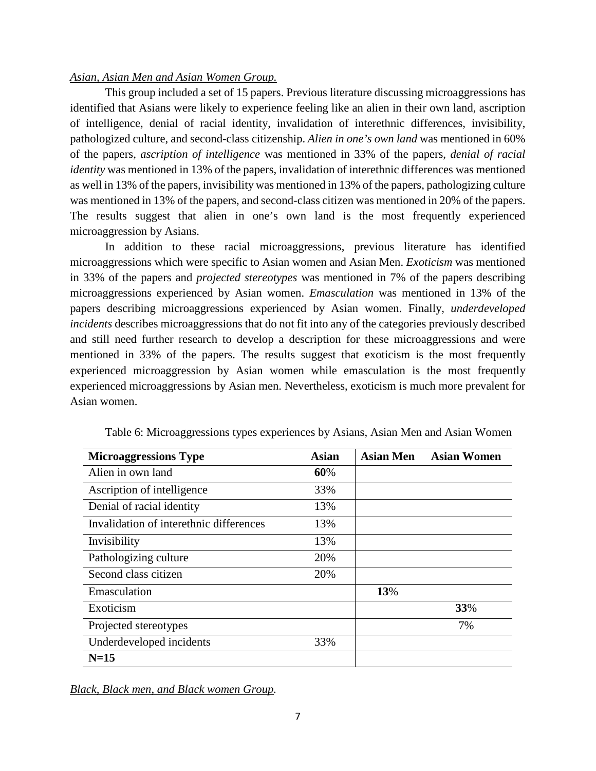*Asian, Asian Men and Asian Women Group.*

This group included a set of 15 papers. Previous literature discussing microaggressions has identified that Asians were likely to experience feeling like an alien in their own land, ascription of intelligence, denial of racial identity, invalidation of interethnic differences, invisibility, pathologized culture, and second-class citizenship. *Alien in one's own land* was mentioned in 60% of the papers, *ascription of intelligence* was mentioned in 33% of the papers, *denial of racial identity* was mentioned in 13% of the papers, invalidation of interethnic differences was mentioned as well in 13% of the papers, invisibility was mentioned in 13% of the papers, pathologizing culture was mentioned in 13% of the papers, and second-class citizen was mentioned in 20% of the papers. The results suggest that alien in one's own land is the most frequently experienced microaggression by Asians.

In addition to these racial microaggressions, previous literature has identified microaggressions which were specific to Asian women and Asian Men. *Exoticism* was mentioned in 33% of the papers and *projected stereotypes* was mentioned in 7% of the papers describing microaggressions experienced by Asian women. *Emasculation* was mentioned in 13% of the papers describing microaggressions experienced by Asian women. Finally, *underdeveloped incidents* describes microaggressions that do not fit into any of the categories previously described and still need further research to develop a description for these microaggressions and were mentioned in 33% of the papers. The results suggest that exoticism is the most frequently experienced microaggression by Asian women while emasculation is the most frequently experienced microaggressions by Asian men. Nevertheless, exoticism is much more prevalent for Asian women.

Table 6: Microaggressions types experiences by Asians, Asian Men and Asian Women

| Microaggressions Type | Asian | Asian Men | Asian Women |
|---|---|---|---|
| Alien in own land | **60**% | | |
| Ascription of intelligence | 33% | | |
| Denial of racial identity | 13% | | |
| Invalidation of interethnic differences | 13% | | |
| Invisibility | 13% | | |
| Pathologizing culture | 20% | | |
| Second class citizen | 20% | | |
| Emasculation | | **13**% | |
| Exoticism | | | **33**% |
| Projected stereotypes | | | 7% |
| Underdeveloped incidents | 33% | | |
| **N=15** | | | |

*Black, Black men, and Black women Group.*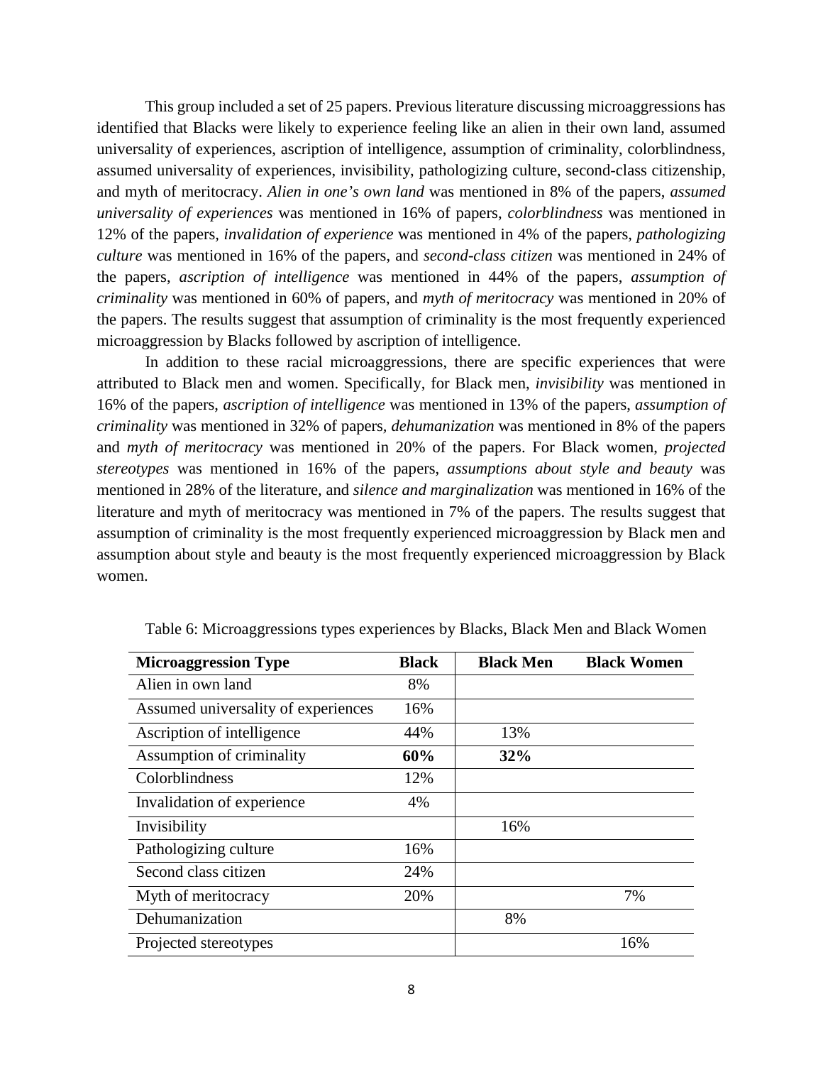This group included a set of 25 papers. Previous literature discussing microaggressions has identified that Blacks were likely to experience feeling like an alien in their own land, assumed universality of experiences, ascription of intelligence, assumption of criminality, colorblindness, assumed universality of experiences, invisibility, pathologizing culture, second-class citizenship, and myth of meritocracy. *Alien in one's own land* was mentioned in 8% of the papers, *assumed universality of experiences* was mentioned in 16% of papers, *colorblindness* was mentioned in 12% of the papers, *invalidation of experience* was mentioned in 4% of the papers, *pathologizing culture* was mentioned in 16% of the papers, and *second-class citizen* was mentioned in 24% of the papers, *ascription of intelligence* was mentioned in 44% of the papers, *assumption of criminality* was mentioned in 60% of papers, and *myth of meritocracy* was mentioned in 20% of the papers. The results suggest that assumption of criminality is the most frequently experienced microaggression by Blacks followed by ascription of intelligence.

In addition to these racial microaggressions, there are specific experiences that were attributed to Black men and women. Specifically, for Black men, *invisibility* was mentioned in 16% of the papers, *ascription of intelligence* was mentioned in 13% of the papers, *assumption of criminality* was mentioned in 32% of papers, *dehumanization* was mentioned in 8% of the papers and *myth of meritocracy* was mentioned in 20% of the papers. For Black women, *projected stereotypes* was mentioned in 16% of the papers, *assumptions about style and beauty* was mentioned in 28% of the literature, and *silence and marginalization* was mentioned in 16% of the literature and myth of meritocracy was mentioned in 7% of the papers. The results suggest that assumption of criminality is the most frequently experienced microaggression by Black men and assumption about style and beauty is the most frequently experienced microaggression by Black women.

Table 6: Microaggressions types experiences by Blacks, Black Men and Black Women

| Microaggression Type | Black | Black Men | Black Women |
|---|---|---|---|
| Alien in own land | 8% | | |
| Assumed universality of experiences | 16% | | |
| Ascription of intelligence | 44% | 13% | |
| Assumption of criminality | **60%** | **32%** | |
| Colorblindness | 12% | | |
| Invalidation of experience | 4% | | |
| Invisibility | | 16% | |
| Pathologizing culture | 16% | | |
| Second class citizen | 24% | | |
| Myth of meritocracy | 20% | | 7% |
| Dehumanization | | 8% | |
| Projected stereotypes | | | 16% |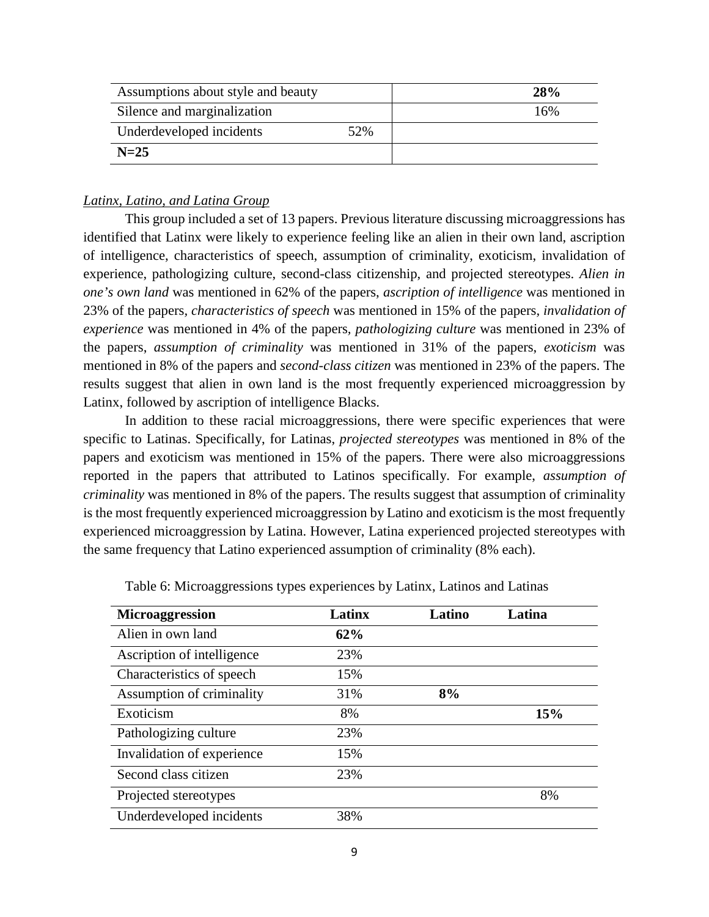| Assumptions about style and beauty | **28%** |
| --- | --- |
| Silence and marginalization | 16% |
| Underdeveloped incidents 52% | |
| **N=25** | |

*Latinx, Latino, and Latina Group*

This group included a set of 13 papers. Previous literature discussing microaggressions has identified that Latinx were likely to experience feeling like an alien in their own land, ascription of intelligence, characteristics of speech, assumption of criminality, exoticism, invalidation of experience, pathologizing culture, second-class citizenship, and projected stereotypes. *Alien in one's own land* was mentioned in 62% of the papers, *ascription of intelligence* was mentioned in 23% of the papers, *characteristics of speech* was mentioned in 15% of the papers, *invalidation of experience* was mentioned in 4% of the papers, *pathologizing culture* was mentioned in 23% of the papers, *assumption of criminality* was mentioned in 31% of the papers, *exoticism* was mentioned in 8% of the papers and *second-class citizen* was mentioned in 23% of the papers. The results suggest that alien in own land is the most frequently experienced microaggression by Latinx, followed by ascription of intelligence Blacks.

In addition to these racial microaggressions, there were specific experiences that were specific to Latinas. Specifically, for Latinas, *projected stereotypes* was mentioned in 8% of the papers and exoticism was mentioned in 15% of the papers. There were also microaggressions reported in the papers that attributed to Latinos specifically. For example, *assumption of criminality* was mentioned in 8% of the papers. The results suggest that assumption of criminality is the most frequently experienced microaggression by Latino and exoticism is the most frequently experienced microaggression by Latina. However, Latina experienced projected stereotypes with the same frequency that Latino experienced assumption of criminality (8% each).

Table 6: Microaggressions types experiences by Latinx, Latinos and Latinas

| Microaggression | Latinx | Latino | Latina |
| --- | --- | --- | --- |
| Alien in own land | **62%** | | |
| Ascription of intelligence | 23% | | |
| Characteristics of speech | 15% | | |
| Assumption of criminality | 31% | **8%** | |
| Exoticism | 8% | | **15%** |
| Pathologizing culture | 23% | | |
| Invalidation of experience | 15% | | |
| Second class citizen | 23% | | |
| Projected stereotypes | | | 8% |
| Underdeveloped incidents | 38% | | |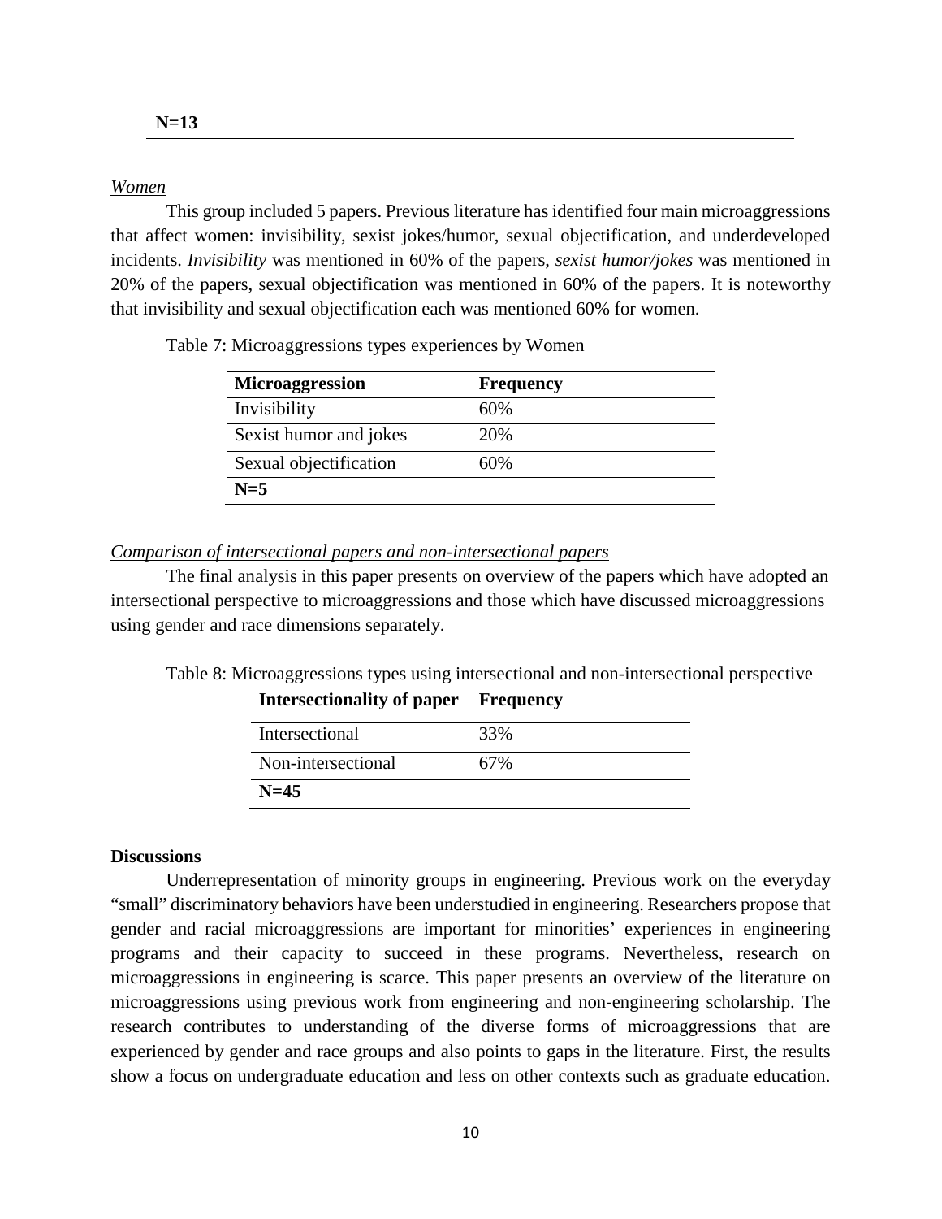| N=13 |
|---|

*Women*

This group included 5 papers. Previous literature has identified four main microaggressions that affect women: invisibility, sexist jokes/humor, sexual objectification, and underdeveloped incidents. *Invisibility* was mentioned in 60% of the papers, *sexist humor/jokes* was mentioned in 20% of the papers, sexual objectification was mentioned in 60% of the papers. It is noteworthy that invisibility and sexual objectification each was mentioned 60% for women.

Table 7: Microaggressions types experiences by Women

| Microaggression | Frequency |
|---|---|
| Invisibility | 60% |
| Sexist humor and jokes | 20% |
| Sexual objectification | 60% |
| **N=5** | |

*Comparison of intersectional papers and non-intersectional papers*

The final analysis in this paper presents on overview of the papers which have adopted an intersectional perspective to microaggressions and those which have discussed microaggressions using gender and race dimensions separately.

Table 8: Microaggressions types using intersectional and non-intersectional perspective

| Intersectionality of paper | Frequency |
|---|---|
| Intersectional | 33% |
| Non-intersectional | 67% |
| **N=45** | |

**Discussions**

Underrepresentation of minority groups in engineering. Previous work on the everyday "small" discriminatory behaviors have been understudied in engineering. Researchers propose that gender and racial microaggressions are important for minorities' experiences in engineering programs and their capacity to succeed in these programs. Nevertheless, research on microaggressions in engineering is scarce. This paper presents an overview of the literature on microaggressions using previous work from engineering and non-engineering scholarship. The research contributes to understanding of the diverse forms of microaggressions that are experienced by gender and race groups and also points to gaps in the literature. First, the results show a focus on undergraduate education and less on other contexts such as graduate education.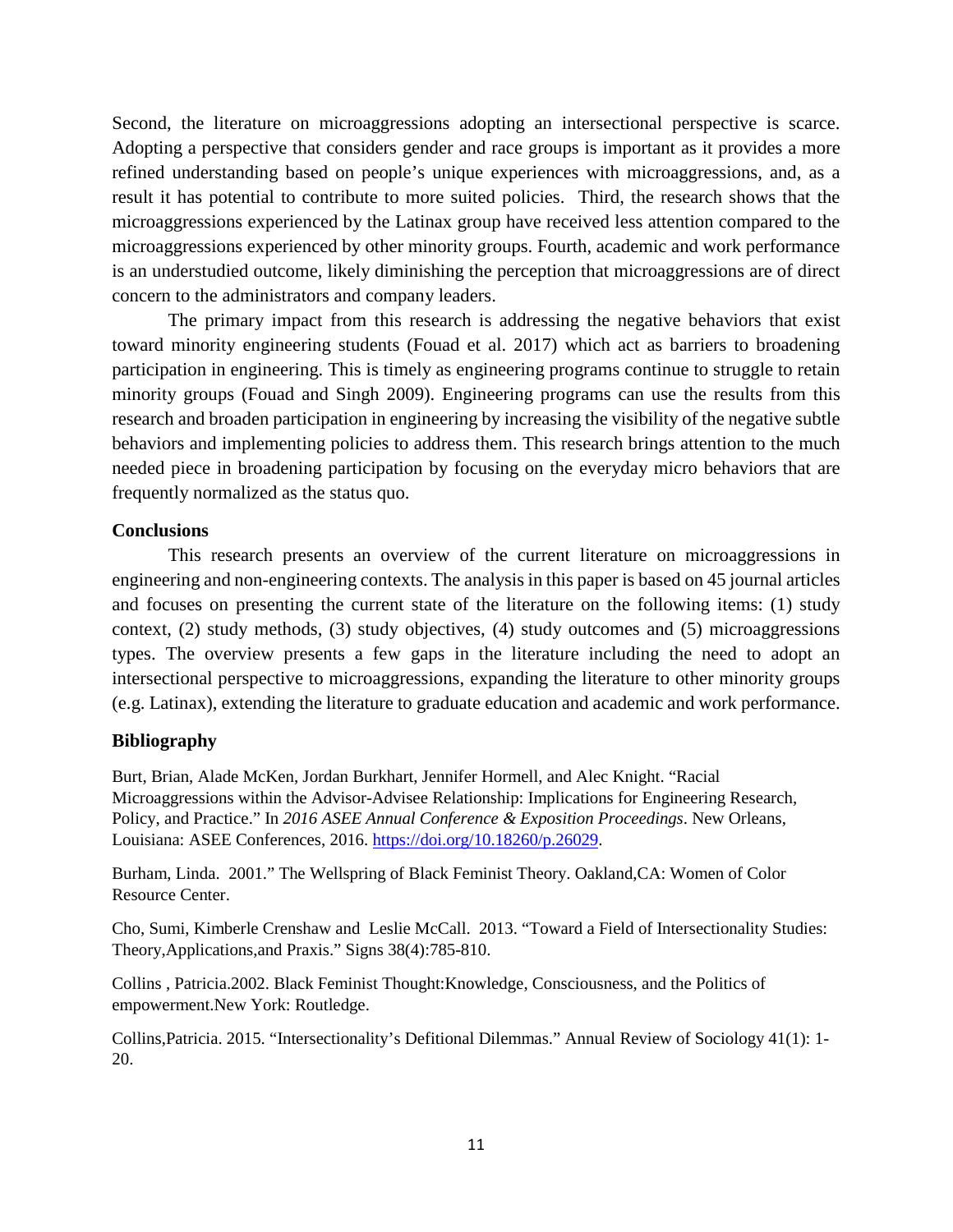Second, the literature on microaggressions adopting an intersectional perspective is scarce. Adopting a perspective that considers gender and race groups is important as it provides a more refined understanding based on people's unique experiences with microaggressions, and, as a result it has potential to contribute to more suited policies. Third, the research shows that the microaggressions experienced by the Latinax group have received less attention compared to the microaggressions experienced by other minority groups. Fourth, academic and work performance is an understudied outcome, likely diminishing the perception that microaggressions are of direct concern to the administrators and company leaders.

The primary impact from this research is addressing the negative behaviors that exist toward minority engineering students (Fouad et al. 2017) which act as barriers to broadening participation in engineering. This is timely as engineering programs continue to struggle to retain minority groups (Fouad and Singh 2009). Engineering programs can use the results from this research and broaden participation in engineering by increasing the visibility of the negative subtle behaviors and implementing policies to address them. This research brings attention to the much needed piece in broadening participation by focusing on the everyday micro behaviors that are frequently normalized as the status quo.

### Conclusions

This research presents an overview of the current literature on microaggressions in engineering and non-engineering contexts. The analysis in this paper is based on 45 journal articles and focuses on presenting the current state of the literature on the following items: (1) study context, (2) study methods, (3) study objectives, (4) study outcomes and (5) microaggressions types. The overview presents a few gaps in the literature including the need to adopt an intersectional perspective to microaggressions, expanding the literature to other minority groups (e.g. Latinax), extending the literature to graduate education and academic and work performance.

### Bibliography

Burt, Brian, Alade McKen, Jordan Burkhart, Jennifer Hormell, and Alec Knight. "Racial Microaggressions within the Advisor-Advisee Relationship: Implications for Engineering Research, Policy, and Practice." In *2016 ASEE Annual Conference & Exposition Proceedings*. New Orleans, Louisiana: ASEE Conferences, 2016. https://doi.org/10.18260/p.26029.

Burham, Linda. 2001." The Wellspring of Black Feminist Theory. Oakland,CA: Women of Color Resource Center.

Cho, Sumi, Kimberle Crenshaw and Leslie McCall. 2013. "Toward a Field of Intersectionality Studies: Theory,Applications,and Praxis." Signs 38(4):785-810.

Collins , Patricia.2002. Black Feminist Thought:Knowledge, Consciousness, and the Politics of empowerment.New York: Routledge.

Collins,Patricia. 2015. "Intersectionality's Defitional Dilemmas." Annual Review of Sociology 41(1): 1-20.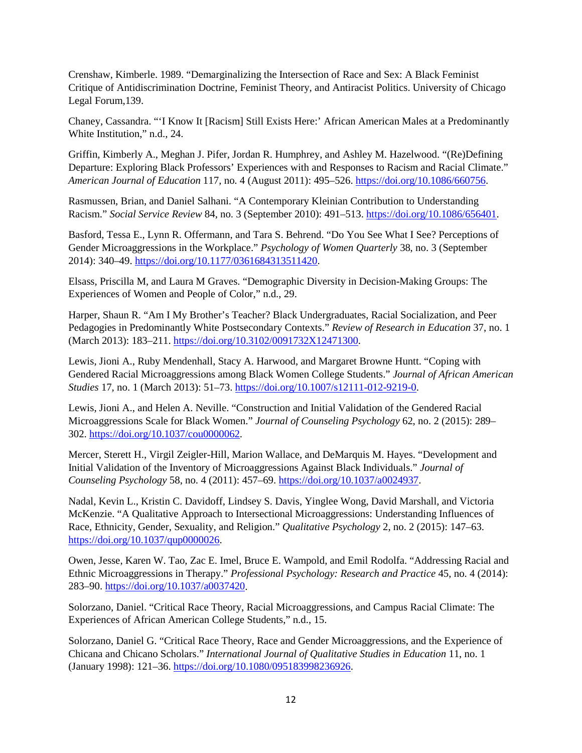Crenshaw, Kimberle. 1989. "Demarginalizing the Intersection of Race and Sex: A Black Feminist Critique of Antidiscrimination Doctrine, Feminist Theory, and Antiracist Politics. University of Chicago Legal Forum,139.

Chaney, Cassandra. "'I Know It [Racism] Still Exists Here:' African American Males at a Predominantly White Institution," n.d., 24.

Griffin, Kimberly A., Meghan J. Pifer, Jordan R. Humphrey, and Ashley M. Hazelwood. "(Re)Defining Departure: Exploring Black Professors' Experiences with and Responses to Racism and Racial Climate." *American Journal of Education* 117, no. 4 (August 2011): 495–526. https://doi.org/10.1086/660756.

Rasmussen, Brian, and Daniel Salhani. "A Contemporary Kleinian Contribution to Understanding Racism." *Social Service Review* 84, no. 3 (September 2010): 491–513. https://doi.org/10.1086/656401.

Basford, Tessa E., Lynn R. Offermann, and Tara S. Behrend. "Do You See What I See? Perceptions of Gender Microaggressions in the Workplace." *Psychology of Women Quarterly* 38, no. 3 (September 2014): 340–49. https://doi.org/10.1177/0361684313511420.

Elsass, Priscilla M, and Laura M Graves. "Demographic Diversity in Decision-Making Groups: The Experiences of Women and People of Color," n.d., 29.

Harper, Shaun R. "Am I My Brother's Teacher? Black Undergraduates, Racial Socialization, and Peer Pedagogies in Predominantly White Postsecondary Contexts." *Review of Research in Education* 37, no. 1 (March 2013): 183–211. https://doi.org/10.3102/0091732X12471300.

Lewis, Jioni A., Ruby Mendenhall, Stacy A. Harwood, and Margaret Browne Huntt. "Coping with Gendered Racial Microaggressions among Black Women College Students." *Journal of African American Studies* 17, no. 1 (March 2013): 51–73. https://doi.org/10.1007/s12111-012-9219-0.

Lewis, Jioni A., and Helen A. Neville. "Construction and Initial Validation of the Gendered Racial Microaggressions Scale for Black Women." *Journal of Counseling Psychology* 62, no. 2 (2015): 289–302. https://doi.org/10.1037/cou0000062.

Mercer, Sterett H., Virgil Zeigler-Hill, Marion Wallace, and DeMarquis M. Hayes. "Development and Initial Validation of the Inventory of Microaggressions Against Black Individuals." *Journal of Counseling Psychology* 58, no. 4 (2011): 457–69. https://doi.org/10.1037/a0024937.

Nadal, Kevin L., Kristin C. Davidoff, Lindsey S. Davis, Yinglee Wong, David Marshall, and Victoria McKenzie. "A Qualitative Approach to Intersectional Microaggressions: Understanding Influences of Race, Ethnicity, Gender, Sexuality, and Religion." *Qualitative Psychology* 2, no. 2 (2015): 147–63. https://doi.org/10.1037/qup0000026.

Owen, Jesse, Karen W. Tao, Zac E. Imel, Bruce E. Wampold, and Emil Rodolfa. "Addressing Racial and Ethnic Microaggressions in Therapy." *Professional Psychology: Research and Practice* 45, no. 4 (2014): 283–90. https://doi.org/10.1037/a0037420.

Solorzano, Daniel. "Critical Race Theory, Racial Microaggressions, and Campus Racial Climate: The Experiences of African American College Students," n.d., 15.

Solorzano, Daniel G. "Critical Race Theory, Race and Gender Microaggressions, and the Experience of Chicana and Chicano Scholars." *International Journal of Qualitative Studies in Education* 11, no. 1 (January 1998): 121–36. https://doi.org/10.1080/095183998236926.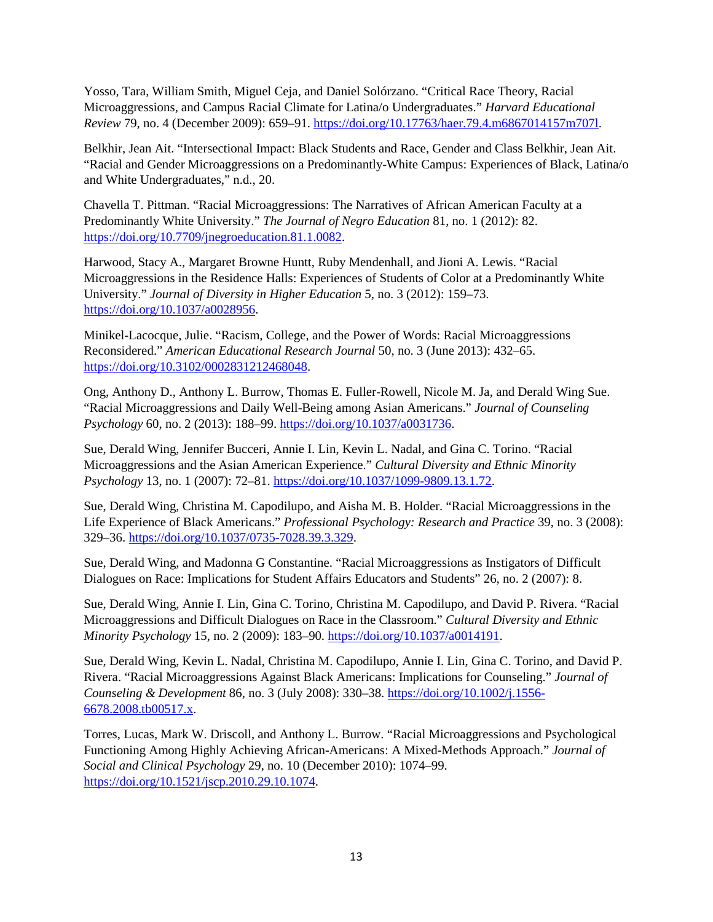Yosso, Tara, William Smith, Miguel Ceja, and Daniel Solórzano. "Critical Race Theory, Racial Microaggressions, and Campus Racial Climate for Latina/o Undergraduates." *Harvard Educational Review* 79, no. 4 (December 2009): 659–91. https://doi.org/10.17763/haer.79.4.m6867014157m707l.

Belkhir, Jean Ait. "Intersectional Impact: Black Students and Race, Gender and Class Belkhir, Jean Ait. "Racial and Gender Microaggressions on a Predominantly-White Campus: Experiences of Black, Latina/o and White Undergraduates," n.d., 20.

Chavella T. Pittman. "Racial Microaggressions: The Narratives of African American Faculty at a Predominantly White University." *The Journal of Negro Education* 81, no. 1 (2012): 82. https://doi.org/10.7709/jnegroeducation.81.1.0082.

Harwood, Stacy A., Margaret Browne Huntt, Ruby Mendenhall, and Jioni A. Lewis. "Racial Microaggressions in the Residence Halls: Experiences of Students of Color at a Predominantly White University." *Journal of Diversity in Higher Education* 5, no. 3 (2012): 159–73. https://doi.org/10.1037/a0028956.

Minikel-Lacocque, Julie. "Racism, College, and the Power of Words: Racial Microaggressions Reconsidered." *American Educational Research Journal* 50, no. 3 (June 2013): 432–65. https://doi.org/10.3102/0002831212468048.

Ong, Anthony D., Anthony L. Burrow, Thomas E. Fuller-Rowell, Nicole M. Ja, and Derald Wing Sue. "Racial Microaggressions and Daily Well-Being among Asian Americans." *Journal of Counseling Psychology* 60, no. 2 (2013): 188–99. https://doi.org/10.1037/a0031736.

Sue, Derald Wing, Jennifer Bucceri, Annie I. Lin, Kevin L. Nadal, and Gina C. Torino. "Racial Microaggressions and the Asian American Experience." *Cultural Diversity and Ethnic Minority Psychology* 13, no. 1 (2007): 72–81. https://doi.org/10.1037/1099-9809.13.1.72.

Sue, Derald Wing, Christina M. Capodilupo, and Aisha M. B. Holder. "Racial Microaggressions in the Life Experience of Black Americans." *Professional Psychology: Research and Practice* 39, no. 3 (2008): 329–36. https://doi.org/10.1037/0735-7028.39.3.329.

Sue, Derald Wing, and Madonna G Constantine. "Racial Microaggressions as Instigators of Difficult Dialogues on Race: Implications for Student Affairs Educators and Students" 26, no. 2 (2007): 8.

Sue, Derald Wing, Annie I. Lin, Gina C. Torino, Christina M. Capodilupo, and David P. Rivera. "Racial Microaggressions and Difficult Dialogues on Race in the Classroom." *Cultural Diversity and Ethnic Minority Psychology* 15, no. 2 (2009): 183–90. https://doi.org/10.1037/a0014191.

Sue, Derald Wing, Kevin L. Nadal, Christina M. Capodilupo, Annie I. Lin, Gina C. Torino, and David P. Rivera. "Racial Microaggressions Against Black Americans: Implications for Counseling." *Journal of Counseling & Development* 86, no. 3 (July 2008): 330–38. https://doi.org/10.1002/j.1556-6678.2008.tb00517.x.

Torres, Lucas, Mark W. Driscoll, and Anthony L. Burrow. "Racial Microaggressions and Psychological Functioning Among Highly Achieving African-Americans: A Mixed-Methods Approach." *Journal of Social and Clinical Psychology* 29, no. 10 (December 2010): 1074–99. https://doi.org/10.1521/jscp.2010.29.10.1074.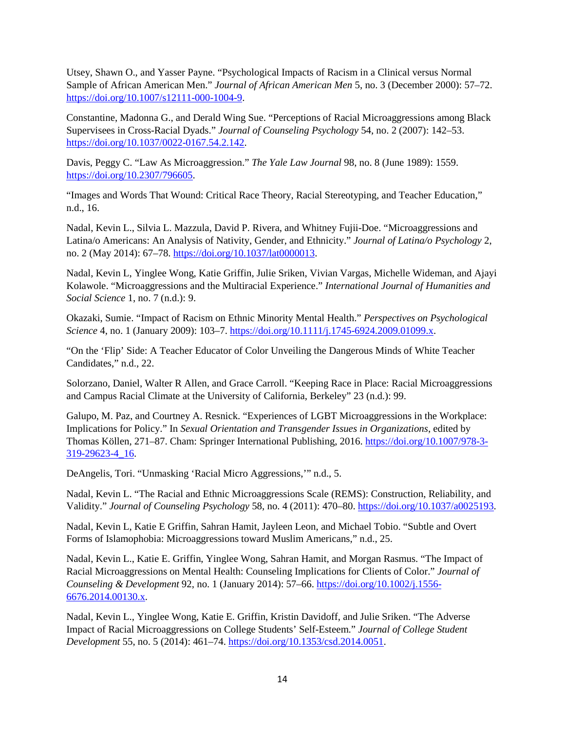Utsey, Shawn O., and Yasser Payne. "Psychological Impacts of Racism in a Clinical versus Normal Sample of African American Men." *Journal of African American Men* 5, no. 3 (December 2000): 57–72. https://doi.org/10.1007/s12111-000-1004-9.

Constantine, Madonna G., and Derald Wing Sue. "Perceptions of Racial Microaggressions among Black Supervisees in Cross-Racial Dyads." *Journal of Counseling Psychology* 54, no. 2 (2007): 142–53. https://doi.org/10.1037/0022-0167.54.2.142.

Davis, Peggy C. "Law As Microaggression." *The Yale Law Journal* 98, no. 8 (June 1989): 1559. https://doi.org/10.2307/796605.

"Images and Words That Wound: Critical Race Theory, Racial Stereotyping, and Teacher Education," n.d., 16.

Nadal, Kevin L., Silvia L. Mazzula, David P. Rivera, and Whitney Fujii-Doe. "Microaggressions and Latina/o Americans: An Analysis of Nativity, Gender, and Ethnicity." *Journal of Latina/o Psychology* 2, no. 2 (May 2014): 67–78. https://doi.org/10.1037/lat0000013.

Nadal, Kevin L, Yinglee Wong, Katie Griffin, Julie Sriken, Vivian Vargas, Michelle Wideman, and Ajayi Kolawole. "Microaggressions and the Multiracial Experience." *International Journal of Humanities and Social Science* 1, no. 7 (n.d.): 9.

Okazaki, Sumie. "Impact of Racism on Ethnic Minority Mental Health." *Perspectives on Psychological Science* 4, no. 1 (January 2009): 103–7. https://doi.org/10.1111/j.1745-6924.2009.01099.x.

"On the 'Flip' Side: A Teacher Educator of Color Unveiling the Dangerous Minds of White Teacher Candidates," n.d., 22.

Solorzano, Daniel, Walter R Allen, and Grace Carroll. "Keeping Race in Place: Racial Microaggressions and Campus Racial Climate at the University of California, Berkeley" 23 (n.d.): 99.

Galupo, M. Paz, and Courtney A. Resnick. "Experiences of LGBT Microaggressions in the Workplace: Implications for Policy." In *Sexual Orientation and Transgender Issues in Organizations*, edited by Thomas Köllen, 271–87. Cham: Springer International Publishing, 2016. https://doi.org/10.1007/978-3-319-29623-4_16.

DeAngelis, Tori. "Unmasking 'Racial Micro Aggressions,'" n.d., 5.

Nadal, Kevin L. "The Racial and Ethnic Microaggressions Scale (REMS): Construction, Reliability, and Validity." *Journal of Counseling Psychology* 58, no. 4 (2011): 470–80. https://doi.org/10.1037/a0025193.

Nadal, Kevin L, Katie E Griffin, Sahran Hamit, Jayleen Leon, and Michael Tobio. "Subtle and Overt Forms of Islamophobia: Microaggressions toward Muslim Americans," n.d., 25.

Nadal, Kevin L., Katie E. Griffin, Yinglee Wong, Sahran Hamit, and Morgan Rasmus. "The Impact of Racial Microaggressions on Mental Health: Counseling Implications for Clients of Color." *Journal of Counseling & Development* 92, no. 1 (January 2014): 57–66. https://doi.org/10.1002/j.1556-6676.2014.00130.x.

Nadal, Kevin L., Yinglee Wong, Katie E. Griffin, Kristin Davidoff, and Julie Sriken. "The Adverse Impact of Racial Microaggressions on College Students' Self-Esteem." *Journal of College Student Development* 55, no. 5 (2014): 461–74. https://doi.org/10.1353/csd.2014.0051.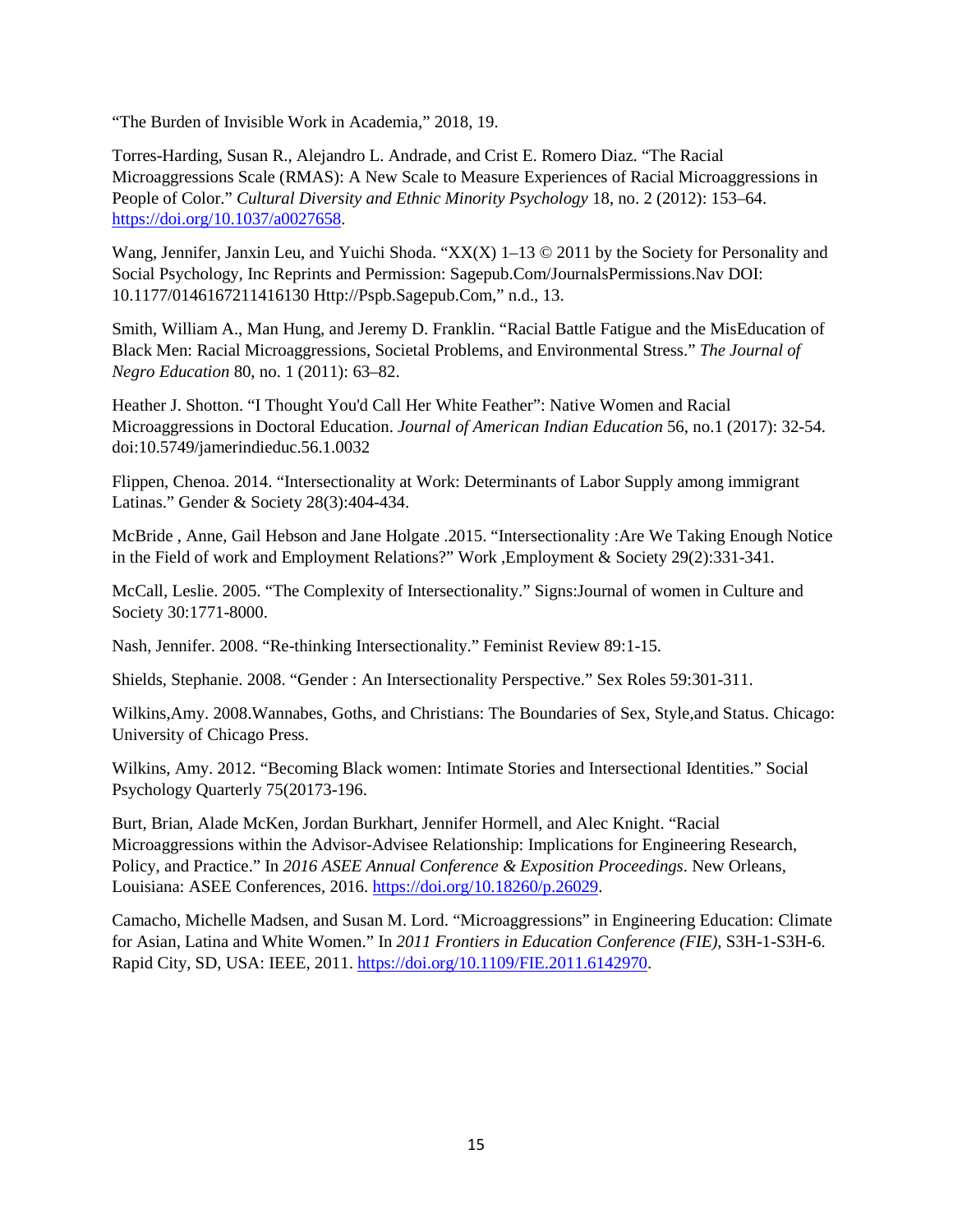"The Burden of Invisible Work in Academia," 2018, 19.

Torres-Harding, Susan R., Alejandro L. Andrade, and Crist E. Romero Diaz. "The Racial Microaggressions Scale (RMAS): A New Scale to Measure Experiences of Racial Microaggressions in People of Color." *Cultural Diversity and Ethnic Minority Psychology* 18, no. 2 (2012): 153–64. https://doi.org/10.1037/a0027658.

Wang, Jennifer, Janxin Leu, and Yuichi Shoda. "XX(X) 1–13 © 2011 by the Society for Personality and Social Psychology, Inc Reprints and Permission: Sagepub.Com/JournalsPermissions.Nav DOI: 10.1177/0146167211416130 Http://Pspb.Sagepub.Com," n.d., 13.

Smith, William A., Man Hung, and Jeremy D. Franklin. "Racial Battle Fatigue and the MisEducation of Black Men: Racial Microaggressions, Societal Problems, and Environmental Stress." *The Journal of Negro Education* 80, no. 1 (2011): 63–82.

Heather J. Shotton. "I Thought You'd Call Her White Feather": Native Women and Racial Microaggressions in Doctoral Education. *Journal of American Indian Education* 56, no.1 (2017): 32-54. doi:10.5749/jamerindieduc.56.1.0032

Flippen, Chenoa. 2014. "Intersectionality at Work: Determinants of Labor Supply among immigrant Latinas." Gender & Society 28(3):404-434.

McBride , Anne, Gail Hebson and Jane Holgate .2015. "Intersectionality :Are We Taking Enough Notice in the Field of work and Employment Relations?" Work ,Employment & Society 29(2):331-341.

McCall, Leslie. 2005. "The Complexity of Intersectionality." Signs:Journal of women in Culture and Society 30:1771-8000.

Nash, Jennifer. 2008. "Re-thinking Intersectionality." Feminist Review 89:1-15.

Shields, Stephanie. 2008. "Gender : An Intersectionality Perspective." Sex Roles 59:301-311.

Wilkins,Amy. 2008.Wannabes, Goths, and Christians: The Boundaries of Sex, Style,and Status. Chicago: University of Chicago Press.

Wilkins, Amy. 2012. "Becoming Black women: Intimate Stories and Intersectional Identities." Social Psychology Quarterly 75(20173-196.

Burt, Brian, Alade McKen, Jordan Burkhart, Jennifer Hormell, and Alec Knight. "Racial Microaggressions within the Advisor-Advisee Relationship: Implications for Engineering Research, Policy, and Practice." In *2016 ASEE Annual Conference & Exposition Proceedings*. New Orleans, Louisiana: ASEE Conferences, 2016. https://doi.org/10.18260/p.26029.

Camacho, Michelle Madsen, and Susan M. Lord. "Microaggressions" in Engineering Education: Climate for Asian, Latina and White Women." In *2011 Frontiers in Education Conference (FIE)*, S3H-1-S3H-6. Rapid City, SD, USA: IEEE, 2011. https://doi.org/10.1109/FIE.2011.6142970.